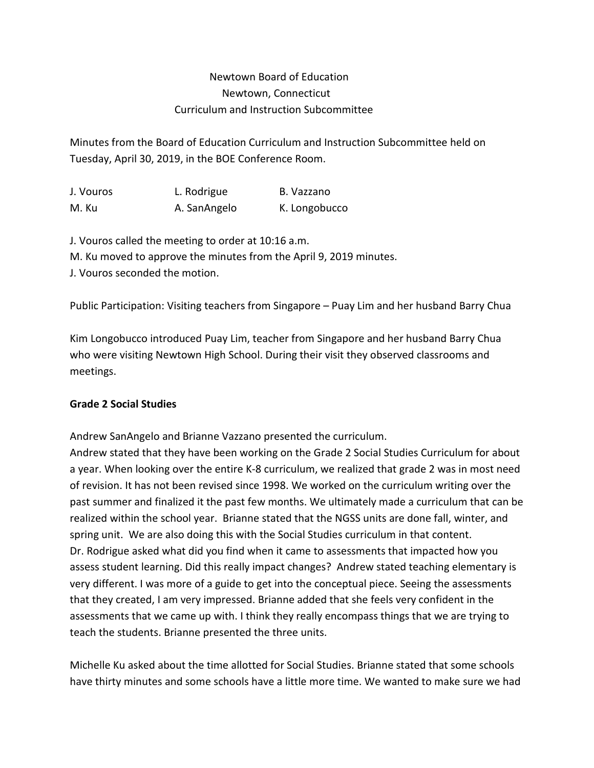Newtown Board of Education
Newtown, Connecticut
Curriculum and Instruction Subcommittee

Minutes from the Board of Education Curriculum and Instruction Subcommittee held on Tuesday, April 30, 2019, in the BOE Conference Room.

| | | |
|---|---|---|
| J. Vouros | L. Rodrigue | B. Vazzano |
| M. Ku | A. SanAngelo | K. Longobucco |

J. Vouros called the meeting to order at 10:16 a.m.
M. Ku moved to approve the minutes from the April 9, 2019 minutes.
J. Vouros seconded the motion.

Public Participation: Visiting teachers from Singapore – Puay Lim and her husband Barry Chua

Kim Longobucco introduced Puay Lim, teacher from Singapore and her husband Barry Chua who were visiting Newtown High School. During their visit they observed classrooms and meetings.

**Grade 2 Social Studies**

Andrew SanAngelo and Brianne Vazzano presented the curriculum.
Andrew stated that they have been working on the Grade 2 Social Studies Curriculum for about a year. When looking over the entire K-8 curriculum, we realized that grade 2 was in most need of revision. It has not been revised since 1998. We worked on the curriculum writing over the past summer and finalized it the past few months. We ultimately made a curriculum that can be realized within the school year. Brianne stated that the NGSS units are done fall, winter, and spring unit. We are also doing this with the Social Studies curriculum in that content.
Dr. Rodrigue asked what did you find when it came to assessments that impacted how you assess student learning. Did this really impact changes? Andrew stated teaching elementary is very different. I was more of a guide to get into the conceptual piece. Seeing the assessments that they created, I am very impressed. Brianne added that she feels very confident in the assessments that we came up with. I think they really encompass things that we are trying to teach the students. Brianne presented the three units.

Michelle Ku asked about the time allotted for Social Studies. Brianne stated that some schools have thirty minutes and some schools have a little more time. We wanted to make sure we had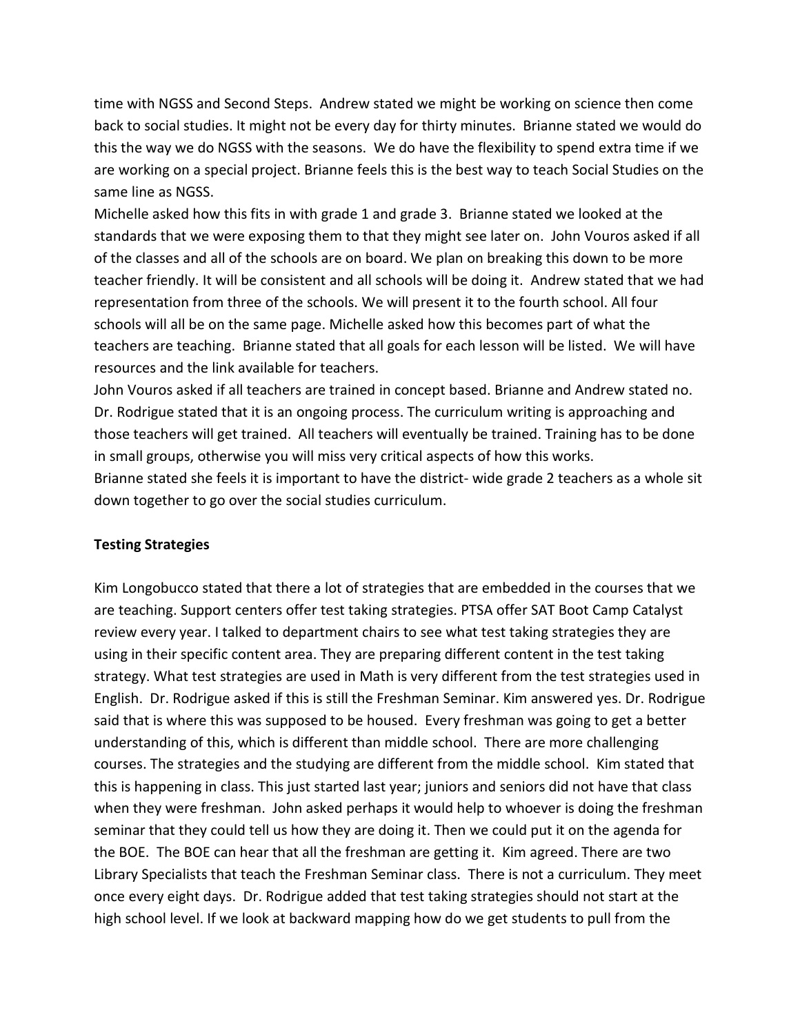time with NGSS and Second Steps. Andrew stated we might be working on science then come back to social studies. It might not be every day for thirty minutes. Brianne stated we would do this the way we do NGSS with the seasons. We do have the flexibility to spend extra time if we are working on a special project. Brianne feels this is the best way to teach Social Studies on the same line as NGSS.

Michelle asked how this fits in with grade 1 and grade 3. Brianne stated we looked at the standards that we were exposing them to that they might see later on. John Vouros asked if all of the classes and all of the schools are on board. We plan on breaking this down to be more teacher friendly. It will be consistent and all schools will be doing it. Andrew stated that we had representation from three of the schools. We will present it to the fourth school. All four schools will all be on the same page. Michelle asked how this becomes part of what the teachers are teaching. Brianne stated that all goals for each lesson will be listed. We will have resources and the link available for teachers.

John Vouros asked if all teachers are trained in concept based. Brianne and Andrew stated no. Dr. Rodrigue stated that it is an ongoing process. The curriculum writing is approaching and those teachers will get trained. All teachers will eventually be trained. Training has to be done in small groups, otherwise you will miss very critical aspects of how this works.

Brianne stated she feels it is important to have the district- wide grade 2 teachers as a whole sit down together to go over the social studies curriculum.

**Testing Strategies**

Kim Longobucco stated that there a lot of strategies that are embedded in the courses that we are teaching. Support centers offer test taking strategies. PTSA offer SAT Boot Camp Catalyst review every year. I talked to department chairs to see what test taking strategies they are using in their specific content area. They are preparing different content in the test taking strategy. What test strategies are used in Math is very different from the test strategies used in English. Dr. Rodrigue asked if this is still the Freshman Seminar. Kim answered yes. Dr. Rodrigue said that is where this was supposed to be housed. Every freshman was going to get a better understanding of this, which is different than middle school. There are more challenging courses. The strategies and the studying are different from the middle school. Kim stated that this is happening in class. This just started last year; juniors and seniors did not have that class when they were freshman. John asked perhaps it would help to whoever is doing the freshman seminar that they could tell us how they are doing it. Then we could put it on the agenda for the BOE. The BOE can hear that all the freshman are getting it. Kim agreed. There are two Library Specialists that teach the Freshman Seminar class. There is not a curriculum. They meet once every eight days. Dr. Rodrigue added that test taking strategies should not start at the high school level. If we look at backward mapping how do we get students to pull from the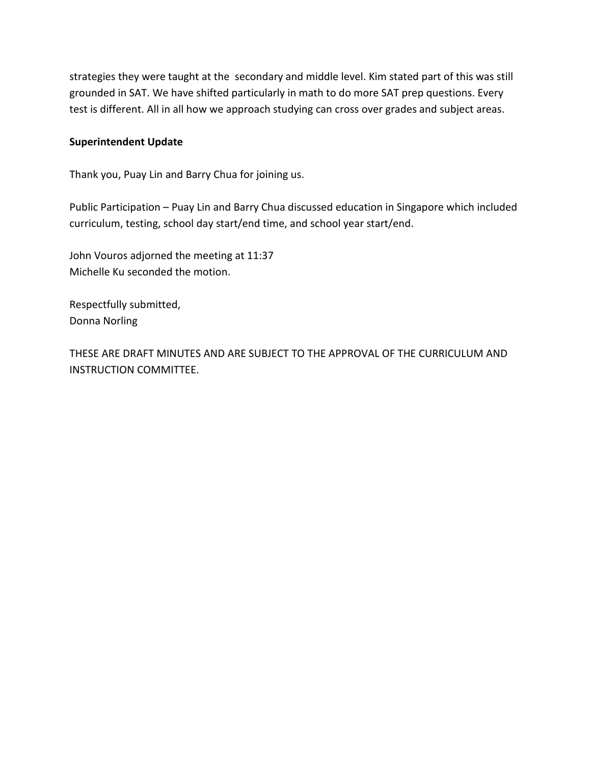strategies they were taught at the secondary and middle level. Kim stated part of this was still grounded in SAT. We have shifted particularly in math to do more SAT prep questions. Every test is different. All in all how we approach studying can cross over grades and subject areas.

**Superintendent Update**

Thank you, Puay Lin and Barry Chua for joining us.

Public Participation – Puay Lin and Barry Chua discussed education in Singapore which included curriculum, testing, school day start/end time, and school year start/end.

John Vouros adjorned the meeting at 11:37
Michelle Ku seconded the motion.

Respectfully submitted,
Donna Norling

THESE ARE DRAFT MINUTES AND ARE SUBJECT TO THE APPROVAL OF THE CURRICULUM AND INSTRUCTION COMMITTEE.